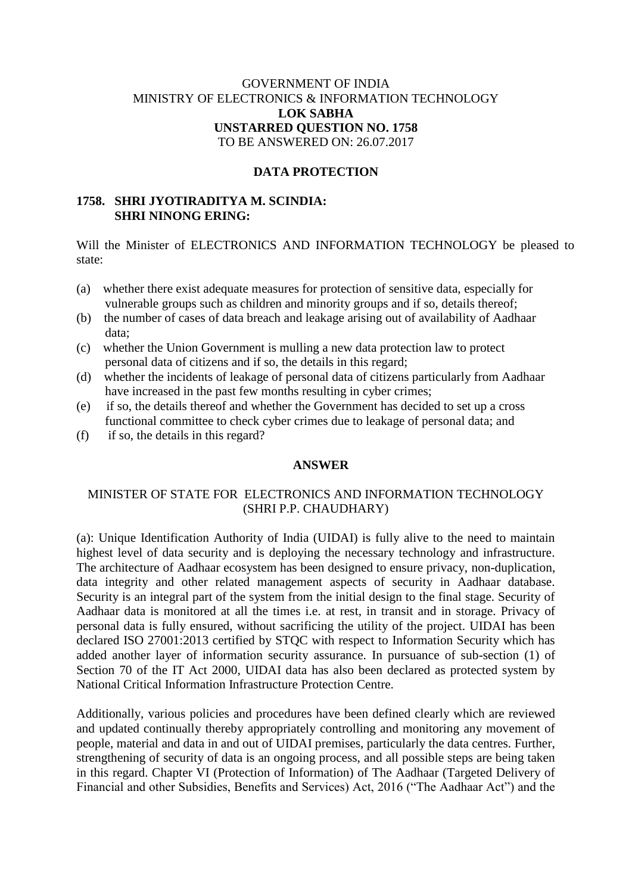GOVERNMENT OF INDIA
MINISTRY OF ELECTRONICS & INFORMATION TECHNOLOGY
**LOK SABHA**
**UNSTARRED QUESTION NO. 1758**
TO BE ANSWERED ON: 26.07.2017

## DATA PROTECTION

**1758. SHRI JYOTIRADITYA M. SCINDIA:**
**SHRI NINONG ERING:**

Will the Minister of ELECTRONICS AND INFORMATION TECHNOLOGY be pleased to state:

(a) whether there exist adequate measures for protection of sensitive data, especially for vulnerable groups such as children and minority groups and if so, details thereof;
(b) the number of cases of data breach and leakage arising out of availability of Aadhaar data;
(c) whether the Union Government is mulling a new data protection law to protect personal data of citizens and if so, the details in this regard;
(d) whether the incidents of leakage of personal data of citizens particularly from Aadhaar have increased in the past few months resulting in cyber crimes;
(e) if so, the details thereof and whether the Government has decided to set up a cross functional committee to check cyber crimes due to leakage of personal data; and
(f) if so, the details in this regard?

**ANSWER**

MINISTER OF STATE FOR ELECTRONICS AND INFORMATION TECHNOLOGY
(SHRI P.P. CHAUDHARY)

(a): Unique Identification Authority of India (UIDAI) is fully alive to the need to maintain highest level of data security and is deploying the necessary technology and infrastructure. The architecture of Aadhaar ecosystem has been designed to ensure privacy, non-duplication, data integrity and other related management aspects of security in Aadhaar database. Security is an integral part of the system from the initial design to the final stage. Security of Aadhaar data is monitored at all the times i.e. at rest, in transit and in storage. Privacy of personal data is fully ensured, without sacrificing the utility of the project. UIDAI has been declared ISO 27001:2013 certified by STQC with respect to Information Security which has added another layer of information security assurance. In pursuance of sub-section (1) of Section 70 of the IT Act 2000, UIDAI data has also been declared as protected system by National Critical Information Infrastructure Protection Centre.

Additionally, various policies and procedures have been defined clearly which are reviewed and updated continually thereby appropriately controlling and monitoring any movement of people, material and data in and out of UIDAI premises, particularly the data centres. Further, strengthening of security of data is an ongoing process, and all possible steps are being taken in this regard. Chapter VI (Protection of Information) of The Aadhaar (Targeted Delivery of Financial and other Subsidies, Benefits and Services) Act, 2016 ("The Aadhaar Act") and the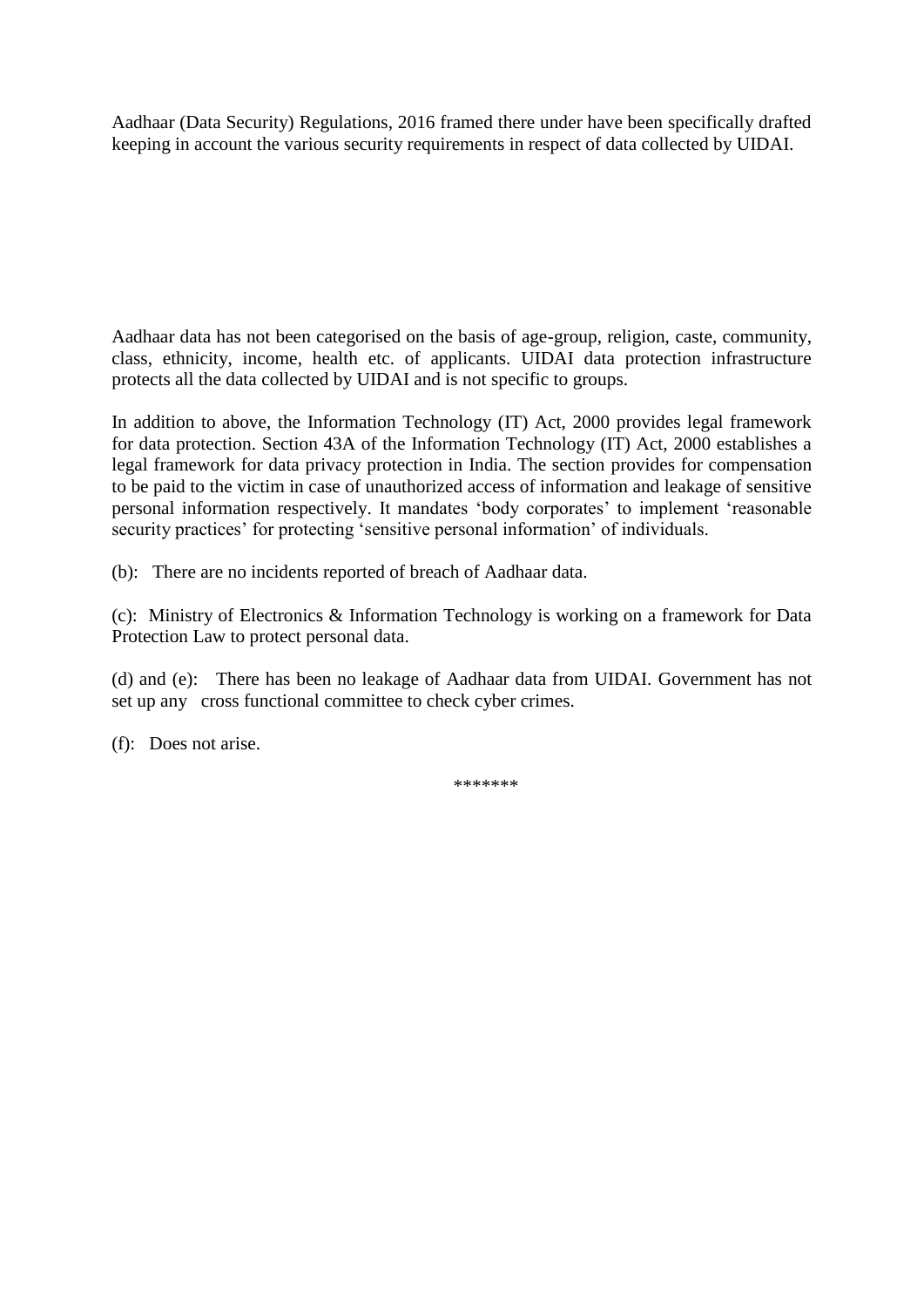Aadhaar (Data Security) Regulations, 2016 framed there under have been specifically drafted keeping in account the various security requirements in respect of data collected by UIDAI.

Aadhaar data has not been categorised on the basis of age-group, religion, caste, community, class, ethnicity, income, health etc. of applicants. UIDAI data protection infrastructure protects all the data collected by UIDAI and is not specific to groups.

In addition to above, the Information Technology (IT) Act, 2000 provides legal framework for data protection. Section 43A of the Information Technology (IT) Act, 2000 establishes a legal framework for data privacy protection in India. The section provides for compensation to be paid to the victim in case of unauthorized access of information and leakage of sensitive personal information respectively. It mandates 'body corporates' to implement 'reasonable security practices' for protecting 'sensitive personal information' of individuals.

(b): There are no incidents reported of breach of Aadhaar data.

(c): Ministry of Electronics & Information Technology is working on a framework for Data Protection Law to protect personal data.

(d) and (e): There has been no leakage of Aadhaar data from UIDAI. Government has not set up any cross functional committee to check cyber crimes.

(f): Does not arise.

*******